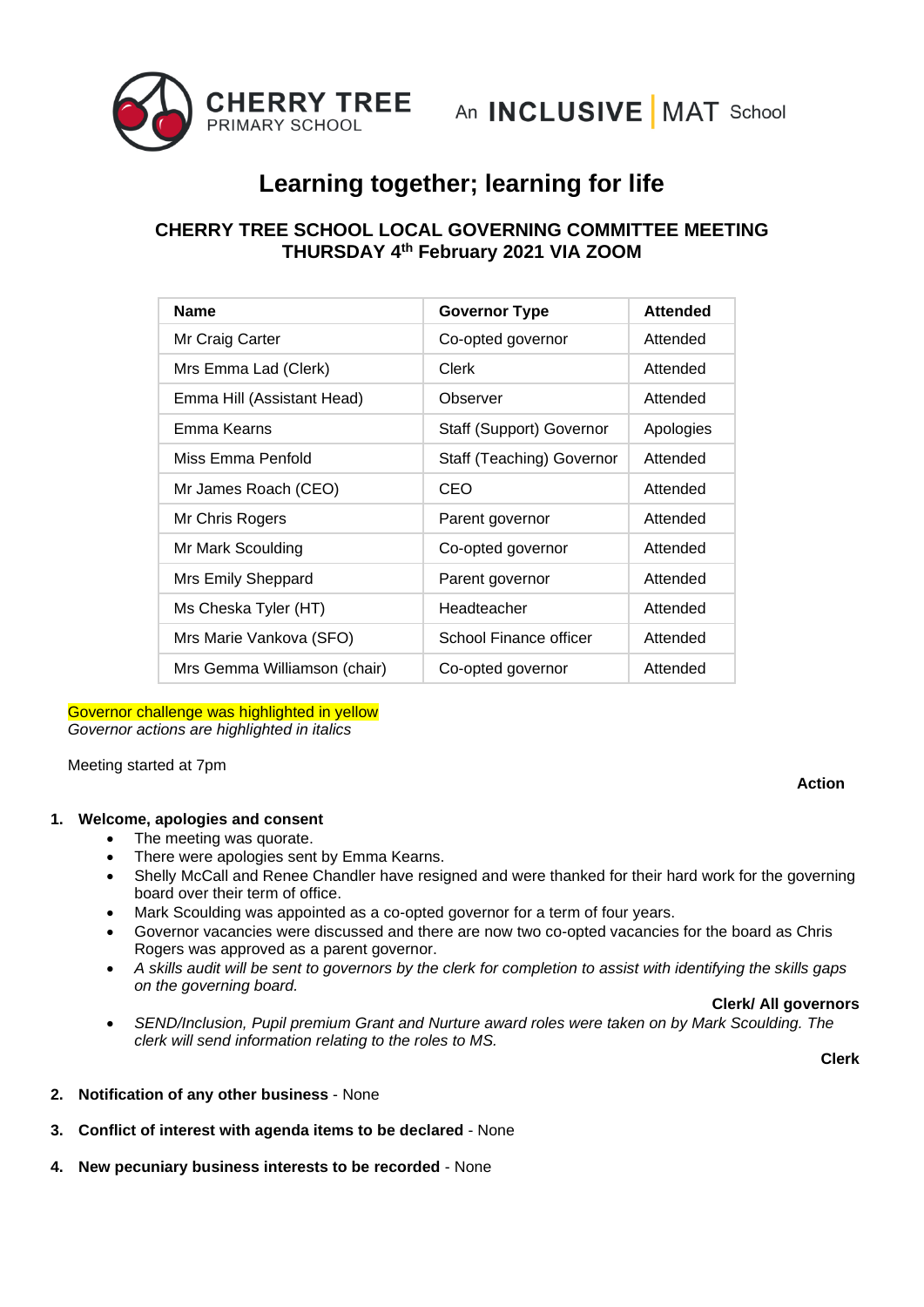CHERRY TREE PRIMARY SCHOOL — An INCLUSIVE | MAT School

# Learning together; learning for life

## CHERRY TREE SCHOOL LOCAL GOVERNING COMMITTEE MEETING THURSDAY 4th February 2021 VIA ZOOM

| Name | Governor Type | Attended |
|---|---|---|
| Mr Craig Carter | Co-opted governor | Attended |
| Mrs Emma Lad (Clerk) | Clerk | Attended |
| Emma Hill (Assistant Head) | Observer | Attended |
| Emma Kearns | Staff (Support) Governor | Apologies |
| Miss Emma Penfold | Staff (Teaching) Governor | Attended |
| Mr James Roach (CEO) | CEO | Attended |
| Mr Chris Rogers | Parent governor | Attended |
| Mr Mark Scoulding | Co-opted governor | Attended |
| Mrs Emily Sheppard | Parent governor | Attended |
| Ms Cheska Tyler (HT) | Headteacher | Attended |
| Mrs Marie Vankova (SFO) | School Finance officer | Attended |
| Mrs Gemma Williamson (chair) | Co-opted governor | Attended |

Governor challenge was highlighted in yellow
*Governor actions are highlighted in italics*

Meeting started at 7pm

**Action**

1. **Welcome, apologies and consent**
   - The meeting was quorate.
   - There were apologies sent by Emma Kearns.
   - Shelly McCall and Renee Chandler have resigned and were thanked for their hard work for the governing board over their term of office.
   - Mark Scoulding was appointed as a co-opted governor for a term of four years.
   - Governor vacancies were discussed and there are now two co-opted vacancies for the board as Chris Rogers was approved as a parent governor.
   - *A skills audit will be sent to governors by the clerk for completion to assist with identifying the skills gaps on the governing board.* **Clerk/ All governors**
   - *SEND/Inclusion, Pupil premium Grant and Nurture award roles were taken on by Mark Scoulding. The clerk will send information relating to the roles to MS.* **Clerk**

2. **Notification of any other business** - None

3. **Conflict of interest with agenda items to be declared** - None

4. **New pecuniary business interests to be recorded** - None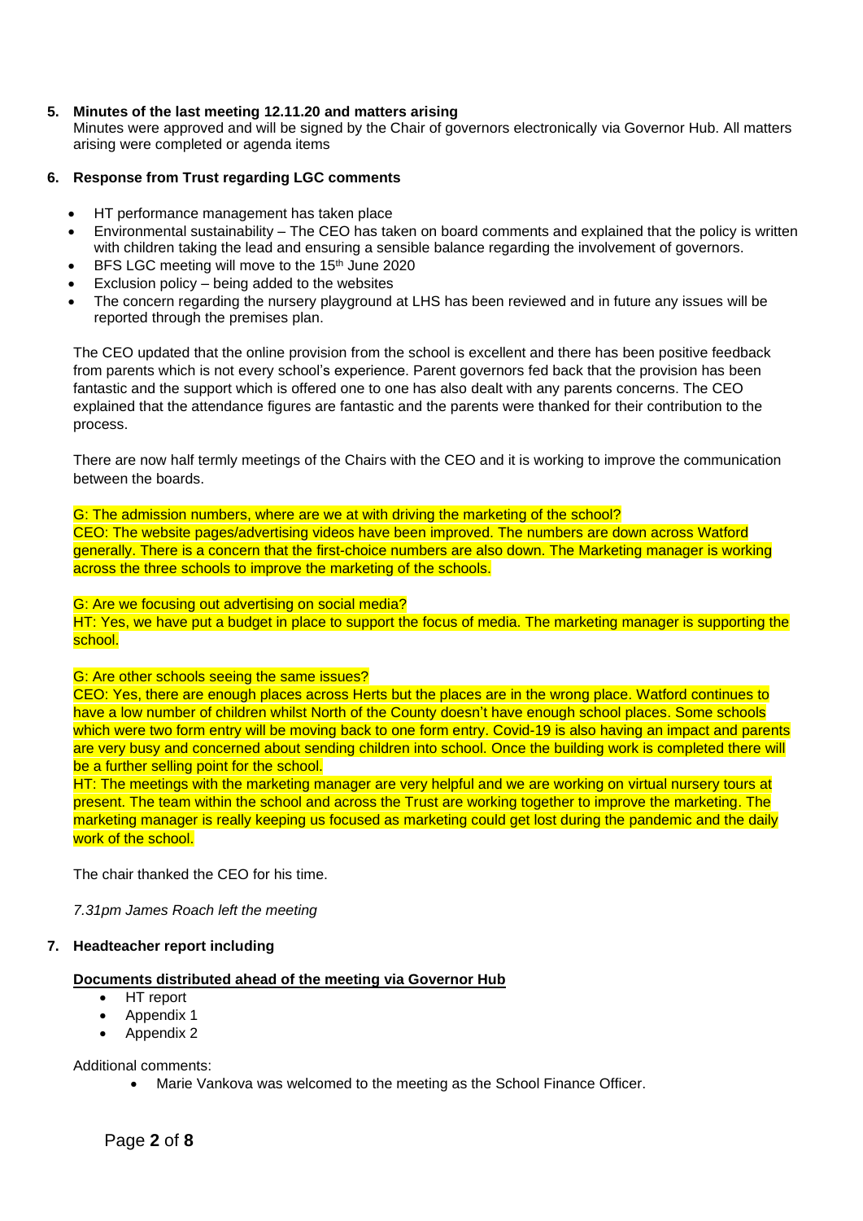**5. Minutes of the last meeting 12.11.20 and matters arising**

Minutes were approved and will be signed by the Chair of governors electronically via Governor Hub. All matters arising were completed or agenda items

**6. Response from Trust regarding LGC comments**

- HT performance management has taken place
- Environmental sustainability – The CEO has taken on board comments and explained that the policy is written with children taking the lead and ensuring a sensible balance regarding the involvement of governors.
- BFS LGC meeting will move to the 15th June 2020
- Exclusion policy – being added to the websites
- The concern regarding the nursery playground at LHS has been reviewed and in future any issues will be reported through the premises plan.

The CEO updated that the online provision from the school is excellent and there has been positive feedback from parents which is not every school's experience. Parent governors fed back that the provision has been fantastic and the support which is offered one to one has also dealt with any parents concerns. The CEO explained that the attendance figures are fantastic and the parents were thanked for their contribution to the process.

There are now half termly meetings of the Chairs with the CEO and it is working to improve the communication between the boards.

G: The admission numbers, where are we at with driving the marketing of the school?
CEO: The website pages/advertising videos have been improved. The numbers are down across Watford generally. There is a concern that the first-choice numbers are also down. The Marketing manager is working across the three schools to improve the marketing of the schools.

G: Are we focusing out advertising on social media?
HT: Yes, we have put a budget in place to support the focus of media. The marketing manager is supporting the school.

G: Are other schools seeing the same issues?
CEO: Yes, there are enough places across Herts but the places are in the wrong place. Watford continues to have a low number of children whilst North of the County doesn't have enough school places. Some schools which were two form entry will be moving back to one form entry. Covid-19 is also having an impact and parents are very busy and concerned about sending children into school. Once the building work is completed there will be a further selling point for the school.
HT: The meetings with the marketing manager are very helpful and we are working on virtual nursery tours at present. The team within the school and across the Trust are working together to improve the marketing. The marketing manager is really keeping us focused as marketing could get lost during the pandemic and the daily work of the school.

The chair thanked the CEO for his time.

*7.31pm James Roach left the meeting*

**7. Headteacher report including**

**<u>Documents distributed ahead of the meeting via Governor Hub</u>**

- HT report
- Appendix 1
- Appendix 2

Additional comments:

- Marie Vankova was welcomed to the meeting as the School Finance Officer.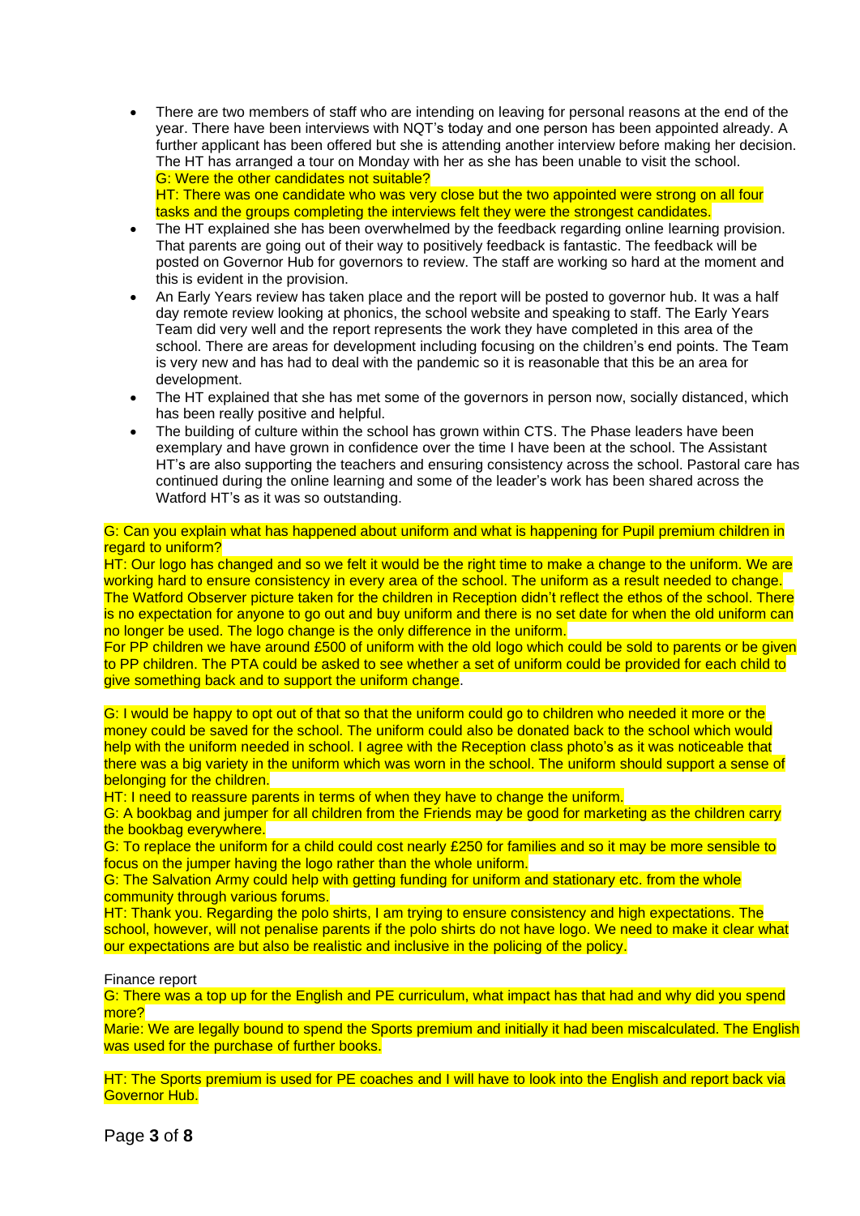- There are two members of staff who are intending on leaving for personal reasons at the end of the year. There have been interviews with NQT's today and one person has been appointed already. A further applicant has been offered but she is attending another interview before making her decision. The HT has arranged a tour on Monday with her as she has been unable to visit the school.
  G: Were the other candidates not suitable?
  HT: There was one candidate who was very close but the two appointed were strong on all four tasks and the groups completing the interviews felt they were the strongest candidates.
- The HT explained she has been overwhelmed by the feedback regarding online learning provision. That parents are going out of their way to positively feedback is fantastic. The feedback will be posted on Governor Hub for governors to review. The staff are working so hard at the moment and this is evident in the provision.
- An Early Years review has taken place and the report will be posted to governor hub. It was a half day remote review looking at phonics, the school website and speaking to staff. The Early Years Team did very well and the report represents the work they have completed in this area of the school. There are areas for development including focusing on the children's end points. The Team is very new and has had to deal with the pandemic so it is reasonable that this be an area for development.
- The HT explained that she has met some of the governors in person now, socially distanced, which has been really positive and helpful.
- The building of culture within the school has grown within CTS. The Phase leaders have been exemplary and have grown in confidence over the time I have been at the school. The Assistant HT's are also supporting the teachers and ensuring consistency across the school. Pastoral care has continued during the online learning and some of the leader's work has been shared across the Watford HT's as it was so outstanding.

G: Can you explain what has happened about uniform and what is happening for Pupil premium children in regard to uniform?
HT: Our logo has changed and so we felt it would be the right time to make a change to the uniform. We are working hard to ensure consistency in every area of the school. The uniform as a result needed to change. The Watford Observer picture taken for the children in Reception didn't reflect the ethos of the school. There is no expectation for anyone to go out and buy uniform and there is no set date for when the old uniform can no longer be used. The logo change is the only difference in the uniform.
For PP children we have around £500 of uniform with the old logo which could be sold to parents or be given to PP children. The PTA could be asked to see whether a set of uniform could be provided for each child to give something back and to support the uniform change.

G: I would be happy to opt out of that so that the uniform could go to children who needed it more or the money could be saved for the school. The uniform could also be donated back to the school which would help with the uniform needed in school. I agree with the Reception class photo's as it was noticeable that there was a big variety in the uniform which was worn in the school. The uniform should support a sense of belonging for the children.
HT: I need to reassure parents in terms of when they have to change the uniform.
G: A bookbag and jumper for all children from the Friends may be good for marketing as the children carry the bookbag everywhere.
G: To replace the uniform for a child could cost nearly £250 for families and so it may be more sensible to focus on the jumper having the logo rather than the whole uniform.
G: The Salvation Army could help with getting funding for uniform and stationary etc. from the whole community through various forums.
HT: Thank you. Regarding the polo shirts, I am trying to ensure consistency and high expectations. The school, however, will not penalise parents if the polo shirts do not have logo. We need to make it clear what our expectations are but also be realistic and inclusive in the policing of the policy.

Finance report
G: There was a top up for the English and PE curriculum, what impact has that had and why did you spend more?
Marie: We are legally bound to spend the Sports premium and initially it had been miscalculated. The English was used for the purchase of further books.

HT: The Sports premium is used for PE coaches and I will have to look into the English and report back via Governor Hub.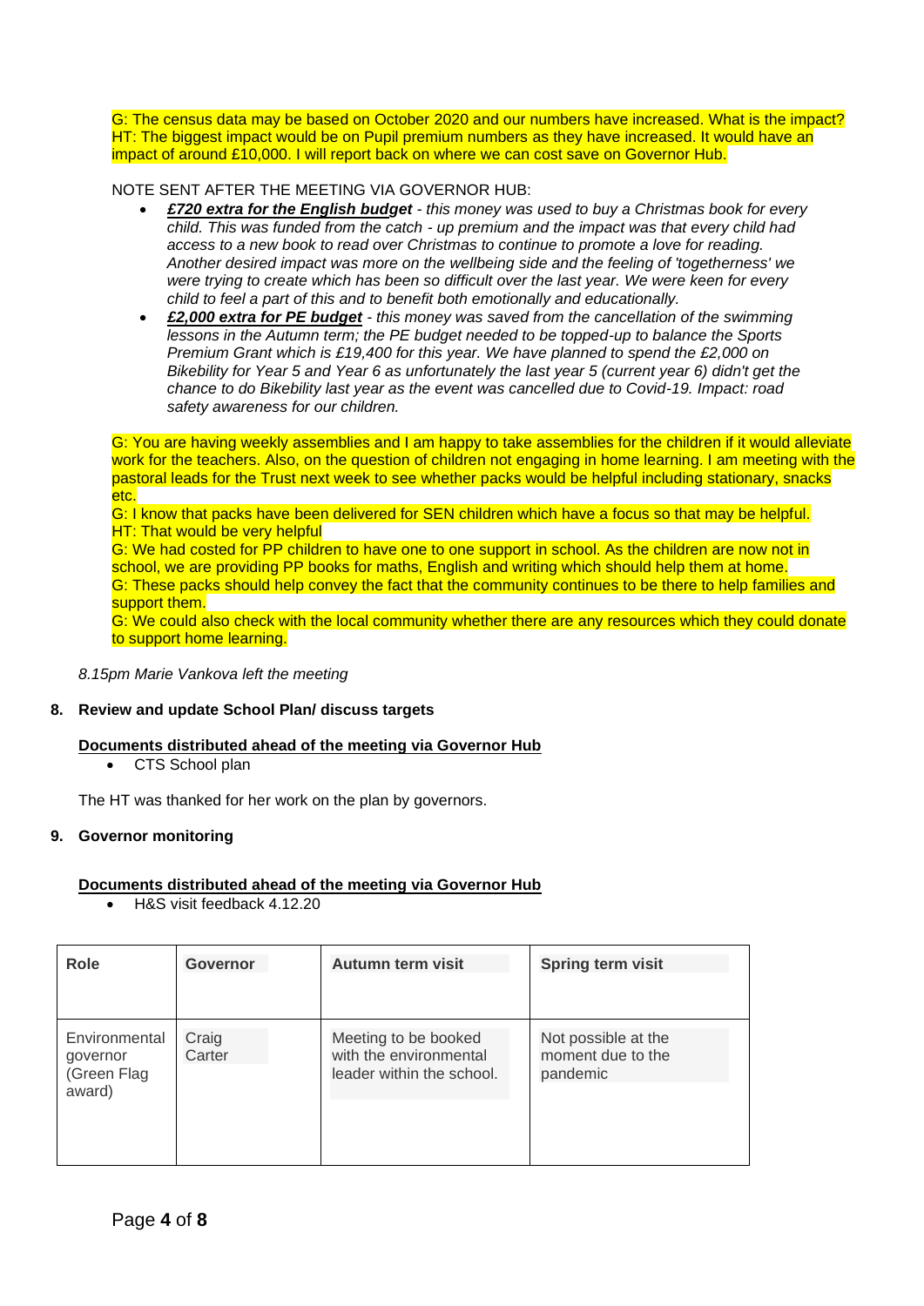G: The census data may be based on October 2020 and our numbers have increased. What is the impact?
HT: The biggest impact would be on Pupil premium numbers as they have increased. It would have an impact of around £10,000. I will report back on where we can cost save on Governor Hub.

NOTE SENT AFTER THE MEETING VIA GOVERNOR HUB:

- ***£720 extra for the English budget*** *- this money was used to buy a Christmas book for every child. This was funded from the catch - up premium and the impact was that every child had access to a new book to read over Christmas to continue to promote a love for reading. Another desired impact was more on the wellbeing side and the feeling of 'togetherness' we were trying to create which has been so difficult over the last year. We were keen for every child to feel a part of this and to benefit both emotionally and educationally.*
- ***£2,000 extra for PE budget*** *- this money was saved from the cancellation of the swimming lessons in the Autumn term; the PE budget needed to be topped-up to balance the Sports Premium Grant which is £19,400 for this year. We have planned to spend the £2,000 on Bikebility for Year 5 and Year 6 as unfortunately the last year 5 (current year 6) didn't get the chance to do Bikebility last year as the event was cancelled due to Covid-19. Impact: road safety awareness for our children.*

G: You are having weekly assemblies and I am happy to take assemblies for the children if it would alleviate work for the teachers. Also, on the question of children not engaging in home learning. I am meeting with the pastoral leads for the Trust next week to see whether packs would be helpful including stationary, snacks etc.
G: I know that packs have been delivered for SEN children which have a focus so that may be helpful.
HT: That would be very helpful
G: We had costed for PP children to have one to one support in school. As the children are now not in school, we are providing PP books for maths, English and writing which should help them at home.
G: These packs should help convey the fact that the community continues to be there to help families and support them.
G: We could also check with the local community whether there are any resources which they could donate to support home learning.

*8.15pm Marie Vankova left the meeting*

## 8. Review and update School Plan/ discuss targets

**Documents distributed ahead of the meeting via Governor Hub**

- CTS School plan

The HT was thanked for her work on the plan by governors.

## 9. Governor monitoring

**Documents distributed ahead of the meeting via Governor Hub**

- H&S visit feedback 4.12.20

| Role | Governor | Autumn term visit | Spring term visit |
|---|---|---|---|
| Environmental governor (Green Flag award) | Craig Carter | Meeting to be booked with the environmental leader within the school. | Not possible at the moment due to the pandemic |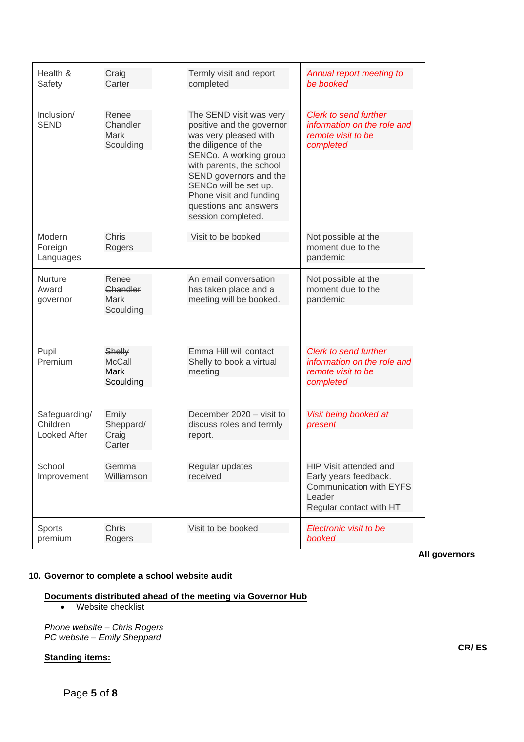| Health & Safety | Craig Carter | Termly visit and report completed | *Annual report meeting to be booked* |
|---|---|---|---|
| Inclusion/ SEND | ~~Renee Chandler~~ Mark Sculding | The SEND visit was very positive and the governor was very pleased with the diligence of the SENCo. A working group with parents, the school SEND governors and the SENCo will be set up. Phone visit and funding questions and answers session completed. | *Clerk to send further information on the role and remote visit to be completed* |
| Modern Foreign Languages | Chris Rogers | Visit to be booked | Not possible at the moment due to the pandemic |
| Nurture Award governor | ~~Renee Chandler~~ Mark Sculding | An email conversation has taken place and a meeting will be booked. | Not possible at the moment due to the pandemic |
| Pupil Premium | ~~Shelly McCall~~ Mark Sculding | Emma Hill will contact Shelly to book a virtual meeting | *Clerk to send further information on the role and remote visit to be completed* |
| Safeguarding/ Children Looked After | Emily Sheppard/ Craig Carter | December 2020 – visit to discuss roles and termly report. | *Visit being booked at present* |
| School Improvement | Gemma Williamson | Regular updates received | HIP Visit attended and Early years feedback. Communication with EYFS Leader<br>Regular contact with HT |
| Sports premium | Chris Rogers | Visit to be booked | *Electronic visit to be booked* |

**All governors**

**10. Governor to complete a school website audit**

**Documents distributed ahead of the meeting via Governor Hub**

- Website checklist

*Phone website – Chris Rogers*
*PC website – Emily Sheppard*

**CR/ ES**

**Standing items:**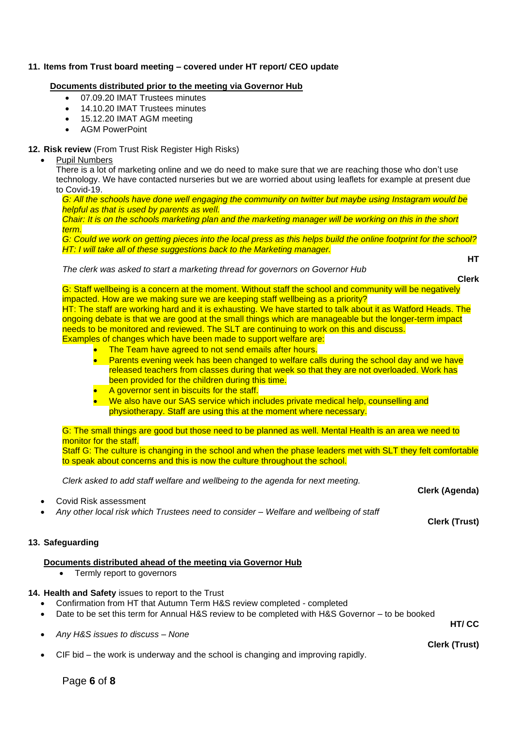**11. Items from Trust board meeting – covered under HT report/ CEO update**

**Documents distributed prior to the meeting via Governor Hub**

- 07.09.20 IMAT Trustees minutes
- 14.10.20 IMAT Trustees minutes
- 15.12.20 IMAT AGM meeting
- AGM PowerPoint

**12. Risk review** (From Trust Risk Register High Risks)

- Pupil Numbers

  There is a lot of marketing online and we do need to make sure that we are reaching those who don't use technology. We have contacted nurseries but we are worried about using leaflets for example at present due to Covid-19.

  *G: All the schools have done well engaging the community on twitter but maybe using Instagram would be helpful as that is used by parents as well.*

  *Chair: It is on the schools marketing plan and the marketing manager will be working on this in the short term.*

  *G: Could we work on getting pieces into the local press as this helps build the online footprint for the school?*

  *HT: I will take all of these suggestions back to the Marketing manager.*

  **HT**

  *The clerk was asked to start a marketing thread for governors on Governor Hub*

  **Clerk**

  G: Staff wellbeing is a concern at the moment. Without staff the school and community will be negatively impacted. How are we making sure we are keeping staff wellbeing as a priority?

  HT: The staff are working hard and it is exhausting. We have started to talk about it as Watford Heads. The ongoing debate is that we are good at the small things which are manageable but the longer-term impact needs to be monitored and reviewed. The SLT are continuing to work on this and discuss.

  Examples of changes which have been made to support welfare are:

  - The Team have agreed to not send emails after hours.
  - Parents evening week has been changed to welfare calls during the school day and we have released teachers from classes during that week so that they are not overloaded. Work has been provided for the children during this time.
  - A governor sent in biscuits for the staff.
  - We also have our SAS service which includes private medical help, counselling and physiotherapy. Staff are using this at the moment where necessary.

  G: The small things are good but those need to be planned as well. Mental Health is an area we need to monitor for the staff.

  Staff G: The culture is changing in the school and when the phase leaders met with SLT they felt comfortable to speak about concerns and this is now the culture throughout the school.

  *Clerk asked to add staff welfare and wellbeing to the agenda for next meeting.*

  **Clerk (Agenda)**

- Covid Risk assessment
- *Any other local risk which Trustees need to consider – Welfare and wellbeing of staff*

  **Clerk (Trust)**

**13. Safeguarding**

**Documents distributed ahead of the meeting via Governor Hub**

- Termly report to governors

**14. Health and Safety** issues to report to the Trust

- Confirmation from HT that Autumn Term H&S review completed - completed
- Date to be set this term for Annual H&S review to be completed with H&S Governor – to be booked

  **HT/ CC**

- *Any H&S issues to discuss – None*

  **Clerk (Trust)**

- CIF bid – the work is underway and the school is changing and improving rapidly.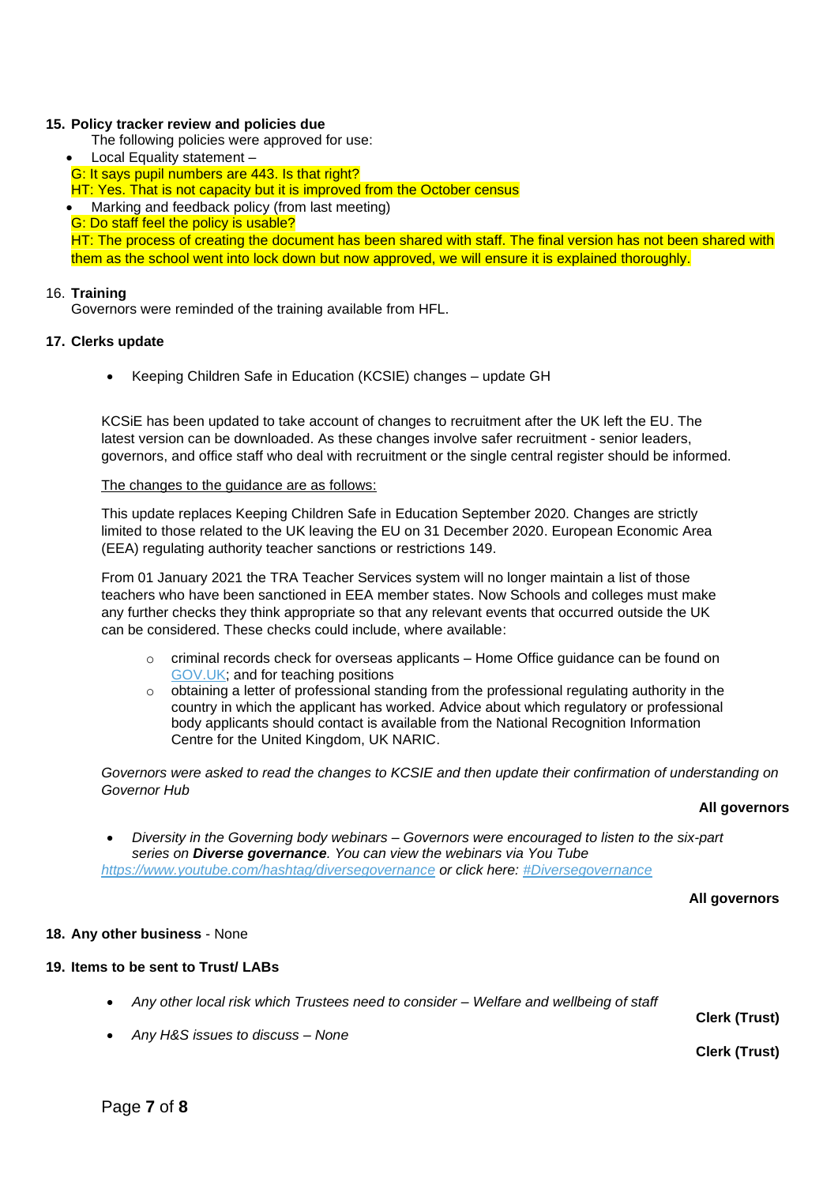**15. Policy tracker review and policies due**

The following policies were approved for use:

- Local Equality statement –

G: It says pupil numbers are 443. Is that right?

HT: Yes. That is not capacity but it is improved from the October census

- Marking and feedback policy (from last meeting)

G: Do staff feel the policy is usable?

HT: The process of creating the document has been shared with staff. The final version has not been shared with them as the school went into lock down but now approved, we will ensure it is explained thoroughly.

16. **Training**

Governors were reminded of the training available from HFL.

**17. Clerks update**

- Keeping Children Safe in Education (KCSIE) changes – update GH

KCSiE has been updated to take account of changes to recruitment after the UK left the EU. The latest version can be downloaded. As these changes involve safer recruitment - senior leaders, governors, and office staff who deal with recruitment or the single central register should be informed.

The changes to the guidance are as follows:

This update replaces Keeping Children Safe in Education September 2020. Changes are strictly limited to those related to the UK leaving the EU on 31 December 2020. European Economic Area (EEA) regulating authority teacher sanctions or restrictions 149.

From 01 January 2021 the TRA Teacher Services system will no longer maintain a list of those teachers who have been sanctioned in EEA member states. Now Schools and colleges must make any further checks they think appropriate so that any relevant events that occurred outside the UK can be considered. These checks could include, where available:

- criminal records check for overseas applicants – Home Office guidance can be found on GOV.UK; and for teaching positions
- obtaining a letter of professional standing from the professional regulating authority in the country in which the applicant has worked. Advice about which regulatory or professional body applicants should contact is available from the National Recognition Information Centre for the United Kingdom, UK NARIC.

*Governors were asked to read the changes to KCSIE and then update their confirmation of understanding on Governor Hub*

**All governors**

- *Diversity in the Governing body webinars – Governors were encouraged to listen to the six-part series on **Diverse governance**. You can view the webinars via You Tube https://www.youtube.com/hashtag/diversegovernance or click here: #Diversegovernance*

**All governors**

**18. Any other business** - None

**19. Items to be sent to Trust/ LABs**

- *Any other local risk which Trustees need to consider – Welfare and wellbeing of staff* — **Clerk (Trust)**
- *Any H&S issues to discuss – None* — **Clerk (Trust)**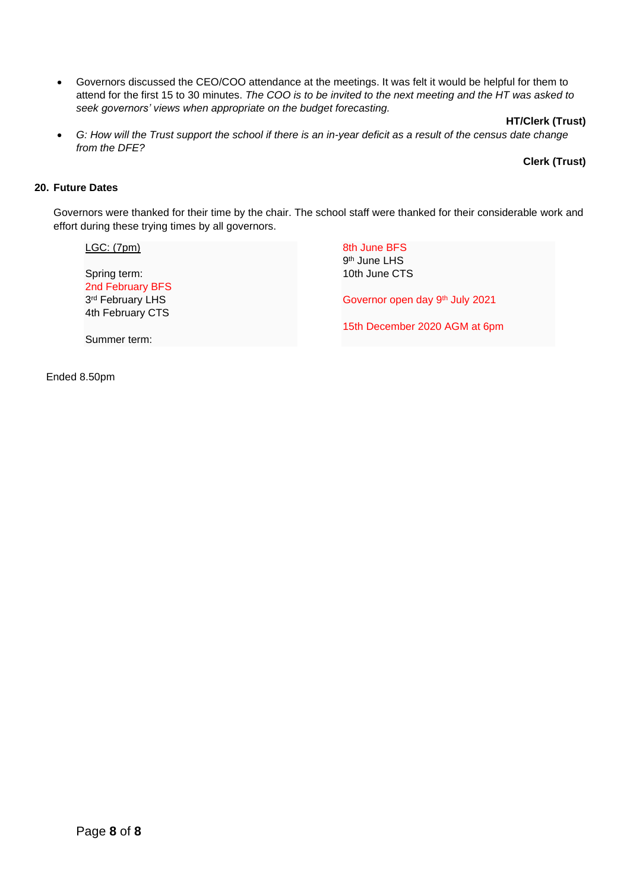- Governors discussed the CEO/COO attendance at the meetings. It was felt it would be helpful for them to attend for the first 15 to 30 minutes. *The COO is to be invited to the next meeting and the HT was asked to seek governors' views when appropriate on the budget forecasting.*

  **HT/Clerk (Trust)**

- *G: How will the Trust support the school if there is an in-year deficit as a result of the census date change from the DFE?*

  **Clerk (Trust)**

**20. Future Dates**

Governors were thanked for their time by the chair. The school staff were thanked for their considerable work and effort during these trying times by all governors.

LGC: (7pm)

Spring term:
2nd February BFS
3rd February LHS
4th February CTS

Summer term:
8th June BFS
9th June LHS
10th June CTS

Governor open day 9th July 2021

15th December 2020 AGM at 6pm

Ended 8.50pm